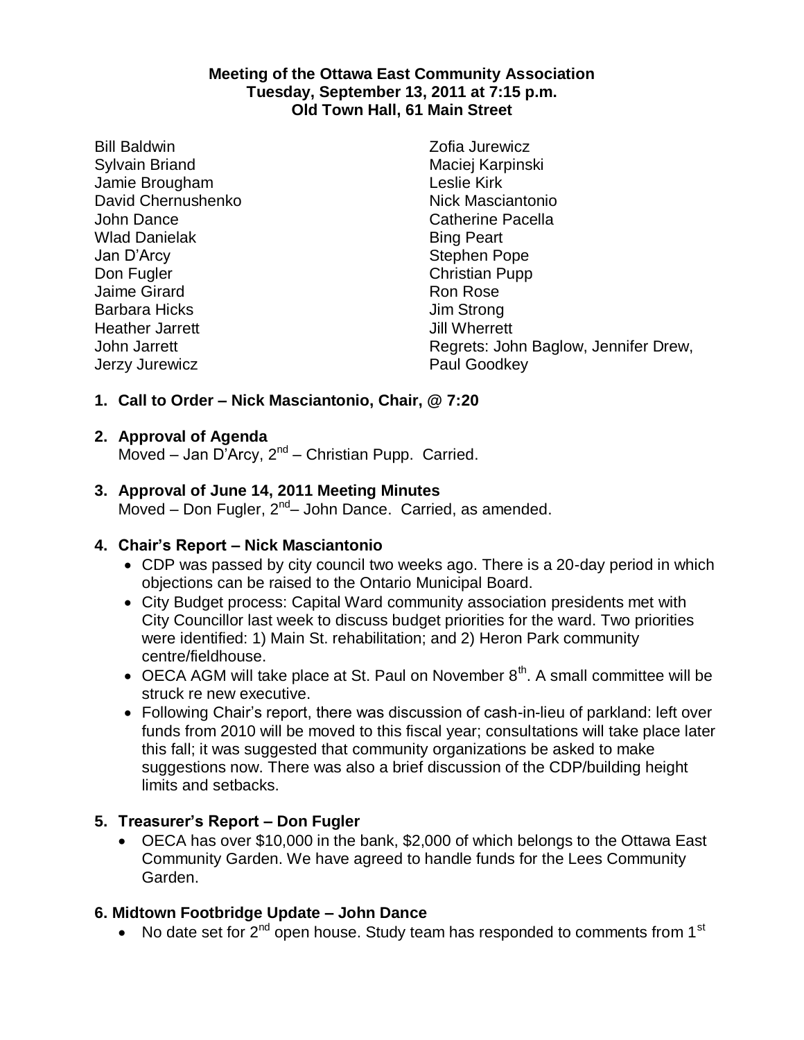**Meeting of the Ottawa East Community Association**
**Tuesday, September 13, 2011 at 7:15 p.m.**
**Old Town Hall, 61 Main Street**

Bill Baldwin
Sylvain Briand
Jamie Brougham
David Chernushenko
John Dance
Wlad Danielak
Jan D'Arcy
Don Fugler
Jaime Girard
Barbara Hicks
Heather Jarrett
John Jarrett
Jerzy Jurewicz
Zofia Jurewicz
Maciej Karpinski
Leslie Kirk
Nick Masciantonio
Catherine Pacella
Bing Peart
Stephen Pope
Christian Pupp
Ron Rose
Jim Strong
Jill Wherrett
Regrets: John Baglow, Jennifer Drew, Paul Goodkey

**1. Call to Order – Nick Masciantonio, Chair, @ 7:20**

**2. Approval of Agenda**
Moved – Jan D'Arcy, 2nd – Christian Pupp. Carried.

**3. Approval of June 14, 2011 Meeting Minutes**
Moved – Don Fugler, 2nd– John Dance. Carried, as amended.

**4. Chair's Report – Nick Masciantonio**

- CDP was passed by city council two weeks ago. There is a 20-day period in which objections can be raised to the Ontario Municipal Board.
- City Budget process: Capital Ward community association presidents met with City Councillor last week to discuss budget priorities for the ward. Two priorities were identified: 1) Main St. rehabilitation; and 2) Heron Park community centre/fieldhouse.
- OECA AGM will take place at St. Paul on November 8th. A small committee will be struck re new executive.
- Following Chair's report, there was discussion of cash-in-lieu of parkland: left over funds from 2010 will be moved to this fiscal year; consultations will take place later this fall; it was suggested that community organizations be asked to make suggestions now. There was also a brief discussion of the CDP/building height limits and setbacks.

**5. Treasurer's Report – Don Fugler**

- OECA has over $10,000 in the bank, $2,000 of which belongs to the Ottawa East Community Garden. We have agreed to handle funds for the Lees Community Garden.

**6. Midtown Footbridge Update – John Dance**

- No date set for 2nd open house. Study team has responded to comments from 1st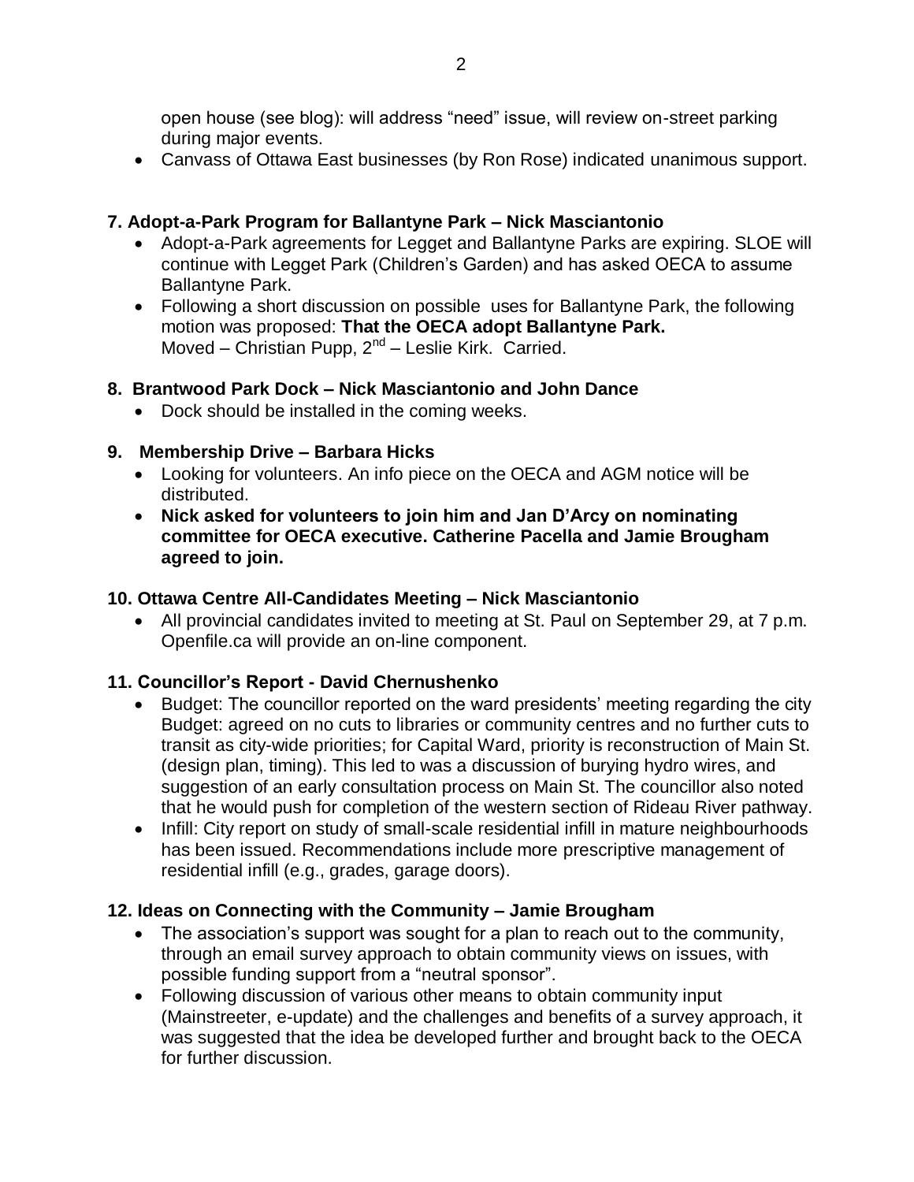open house (see blog): will address "need" issue, will review on-street parking during major events.

- Canvass of Ottawa East businesses (by Ron Rose) indicated unanimous support.

**7. Adopt-a-Park Program for Ballantyne Park – Nick Masciantonio**

- Adopt-a-Park agreements for Legget and Ballantyne Parks are expiring. SLOE will continue with Legget Park (Children's Garden) and has asked OECA to assume Ballantyne Park.
- Following a short discussion on possible uses for Ballantyne Park, the following motion was proposed: **That the OECA adopt Ballantyne Park.** Moved – Christian Pupp, 2nd – Leslie Kirk. Carried.

**8. Brantwood Park Dock – Nick Masciantonio and John Dance**

- Dock should be installed in the coming weeks.

**9. Membership Drive – Barbara Hicks**

- Looking for volunteers. An info piece on the OECA and AGM notice will be distributed.
- **Nick asked for volunteers to join him and Jan D'Arcy on nominating committee for OECA executive. Catherine Pacella and Jamie Brougham agreed to join.**

**10. Ottawa Centre All-Candidates Meeting – Nick Masciantonio**

- All provincial candidates invited to meeting at St. Paul on September 29, at 7 p.m. Openfile.ca will provide an on-line component.

**11. Councillor's Report - David Chernushenko**

- Budget: The councillor reported on the ward presidents' meeting regarding the city Budget: agreed on no cuts to libraries or community centres and no further cuts to transit as city-wide priorities; for Capital Ward, priority is reconstruction of Main St. (design plan, timing). This led to was a discussion of burying hydro wires, and suggestion of an early consultation process on Main St. The councillor also noted that he would push for completion of the western section of Rideau River pathway.
- Infill: City report on study of small-scale residential infill in mature neighbourhoods has been issued. Recommendations include more prescriptive management of residential infill (e.g., grades, garage doors).

**12. Ideas on Connecting with the Community – Jamie Brougham**

- The association's support was sought for a plan to reach out to the community, through an email survey approach to obtain community views on issues, with possible funding support from a "neutral sponsor".
- Following discussion of various other means to obtain community input (Mainstreeter, e-update) and the challenges and benefits of a survey approach, it was suggested that the idea be developed further and brought back to the OECA for further discussion.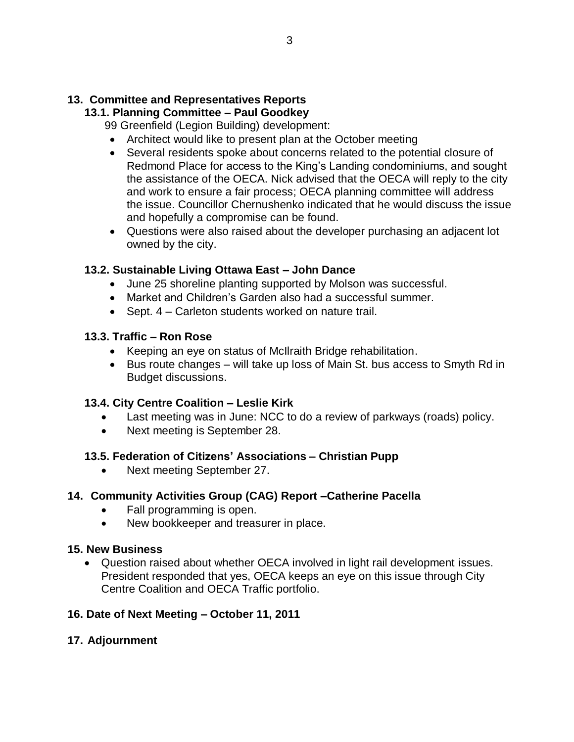## 13. Committee and Representatives Reports

### 13.1. Planning Committee – Paul Goodkey

99 Greenfield (Legion Building) development:

- Architect would like to present plan at the October meeting
- Several residents spoke about concerns related to the potential closure of Redmond Place for access to the King's Landing condominiums, and sought the assistance of the OECA. Nick advised that the OECA will reply to the city and work to ensure a fair process; OECA planning committee will address the issue. Councillor Chernushenko indicated that he would discuss the issue and hopefully a compromise can be found.
- Questions were also raised about the developer purchasing an adjacent lot owned by the city.

### 13.2. Sustainable Living Ottawa East – John Dance

- June 25 shoreline planting supported by Molson was successful.
- Market and Children's Garden also had a successful summer.
- Sept. 4 – Carleton students worked on nature trail.

### 13.3. Traffic – Ron Rose

- Keeping an eye on status of McIlraith Bridge rehabilitation.
- Bus route changes – will take up loss of Main St. bus access to Smyth Rd in Budget discussions.

### 13.4. City Centre Coalition – Leslie Kirk

- Last meeting was in June: NCC to do a review of parkways (roads) policy.
- Next meeting is September 28.

### 13.5. Federation of Citizens' Associations – Christian Pupp

- Next meeting September 27.

## 14. Community Activities Group (CAG) Report –Catherine Pacella

- Fall programming is open.
- New bookkeeper and treasurer in place.

## 15. New Business

- Question raised about whether OECA involved in light rail development issues. President responded that yes, OECA keeps an eye on this issue through City Centre Coalition and OECA Traffic portfolio.

## 16. Date of Next Meeting – October 11, 2011

## 17. Adjournment